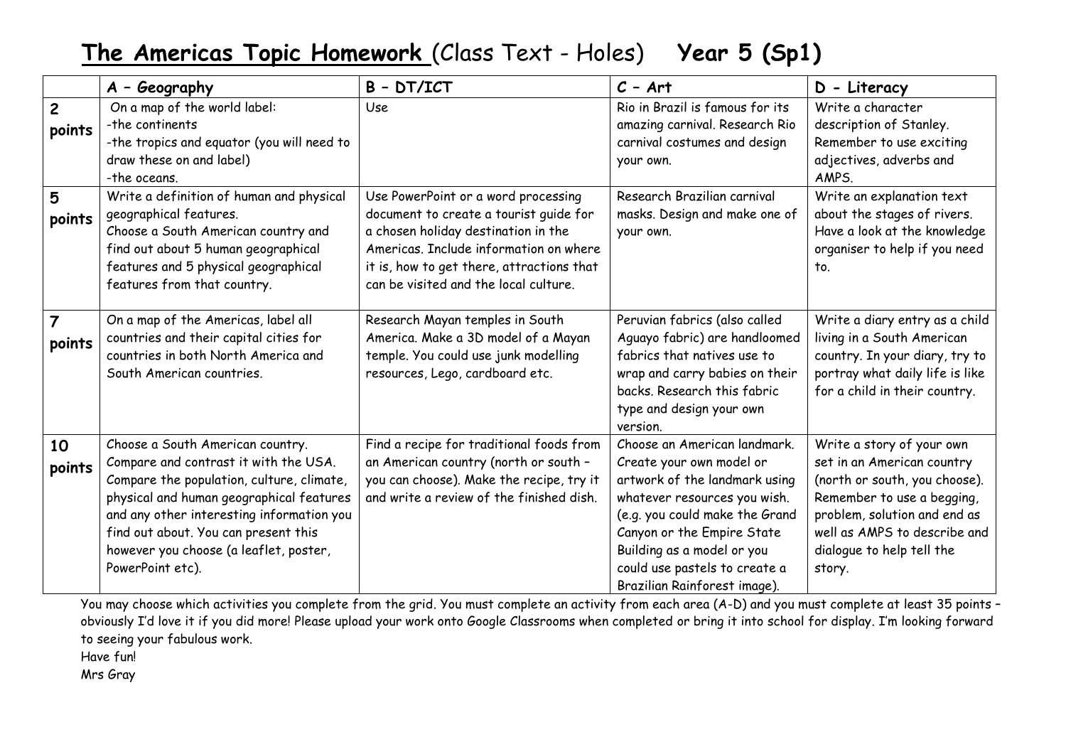# **The Americas Topic Homework** (Class Text - Holes) **Year 5 (Sp1)**

| | **A – Geography** | **B – DT/ICT** | **C – Art** | **D - Literacy** |
|---|---|---|---|---|
| **2 points** | On a map of the world label:<br>-the continents<br>-the tropics and equator (you will need to draw these on and label)<br>-the oceans. | Use | Rio in Brazil is famous for its amazing carnival. Research Rio carnival costumes and design your own. | Write a character description of Stanley. Remember to use exciting adjectives, adverbs and AMPS. |
| **5 points** | Write a definition of human and physical geographical features.<br>Choose a South American country and find out about 5 human geographical features and 5 physical geographical features from that country. | Use PowerPoint or a word processing document to create a tourist guide for a chosen holiday destination in the Americas. Include information on where it is, how to get there, attractions that can be visited and the local culture. | Research Brazilian carnival masks. Design and make one of your own. | Write an explanation text about the stages of rivers. Have a look at the knowledge organiser to help if you need to. |
| **7 points** | On a map of the Americas, label all countries and their capital cities for countries in both North America and South American countries. | Research Mayan temples in South America. Make a 3D model of a Mayan temple. You could use junk modelling resources, Lego, cardboard etc. | Peruvian fabrics (also called Aguayo fabric) are handloomed fabrics that natives use to wrap and carry babies on their backs. Research this fabric type and design your own version. | Write a diary entry as a child living in a South American country. In your diary, try to portray what daily life is like for a child in their country. |
| **10 points** | Choose a South American country. Compare and contrast it with the USA. Compare the population, culture, climate, physical and human geographical features and any other interesting information you find out about. You can present this however you choose (a leaflet, poster, PowerPoint etc). | Find a recipe for traditional foods from an American country (north or south – you can choose). Make the recipe, try it and write a review of the finished dish. | Choose an American landmark. Create your own model or artwork of the landmark using whatever resources you wish. (e.g. you could make the Grand Canyon or the Empire State Building as a model or you could use pastels to create a Brazilian Rainforest image). | Write a story of your own set in an American country (north or south, you choose). Remember to use a begging, problem, solution and end as well as AMPS to describe and dialogue to help tell the story. |

You may choose which activities you complete from the grid. You must complete an activity from each area (A-D) and you must complete at least 35 points – obviously I'd love it if you did more! Please upload your work onto Google Classrooms when completed or bring it into school for display. I'm looking forward to seeing your fabulous work.

Have fun!

Mrs Gray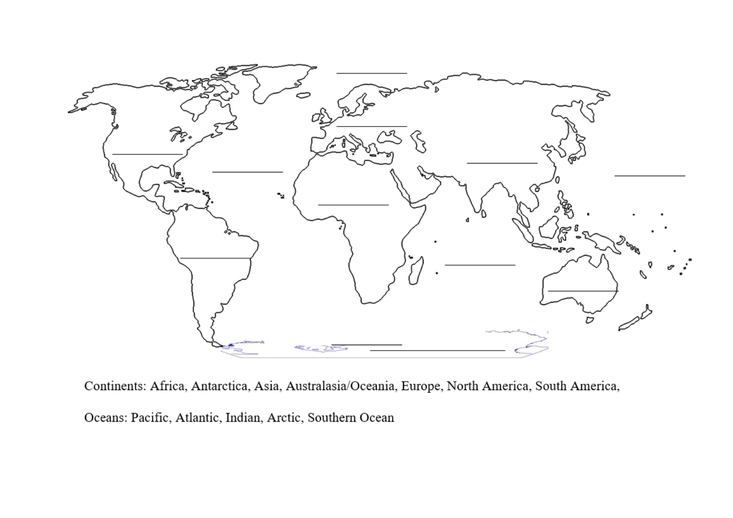Continents: Africa, Antarctica, Asia, Australasia/Oceania, Europe, North America, South America,

Oceans: Pacific, Atlantic, Indian, Arctic, Southern Ocean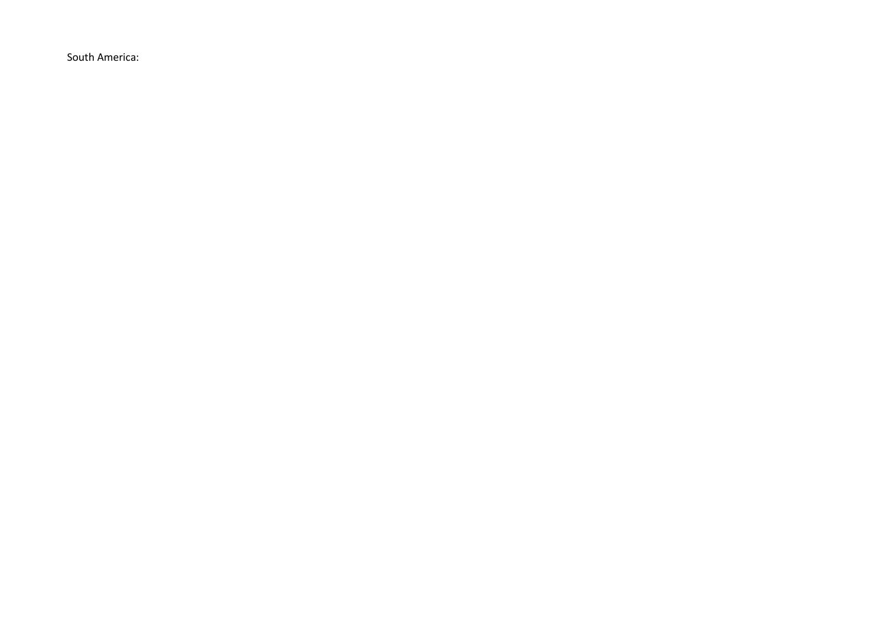South America: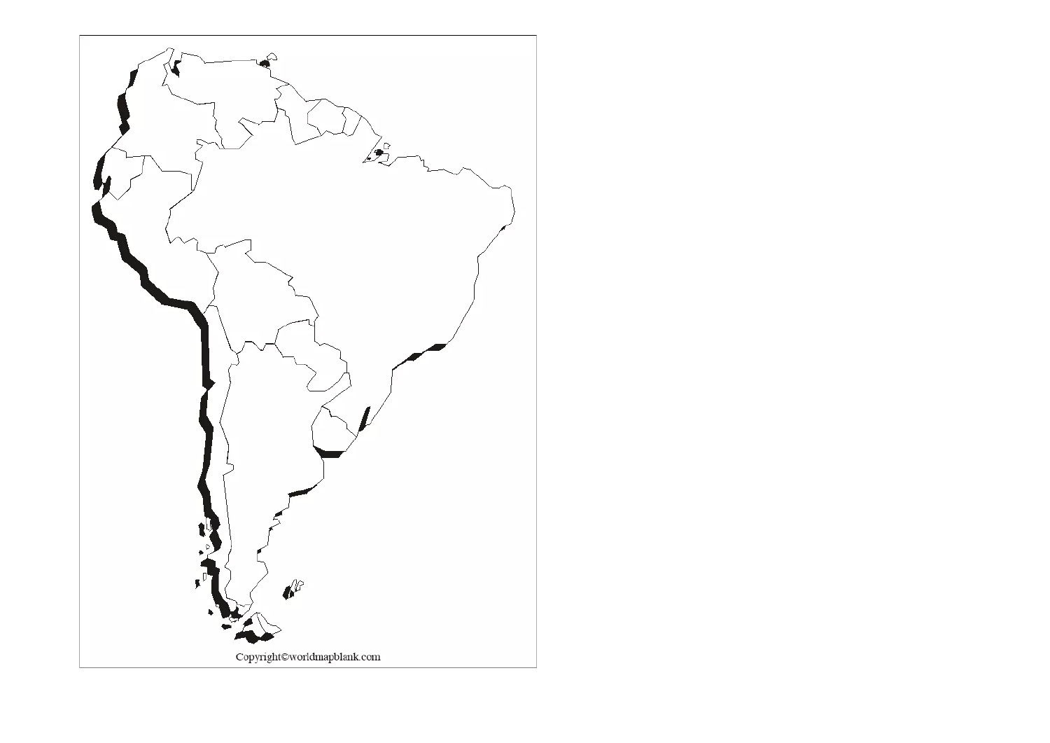Copyright©worldmapblank.com